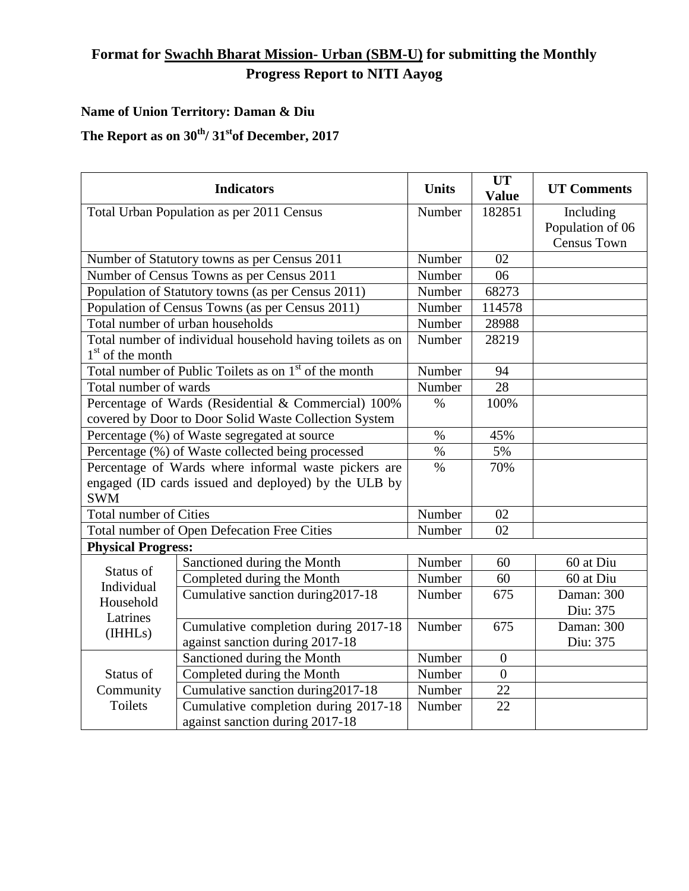# Format for Swachh Bharat Mission- Urban (SBM-U) for submitting the Monthly Progress Report to NITI Aayog

**Name of Union Territory: Daman & Diu**

**The Report as on 30th/ 31st of December, 2017**

| Indicators | | Units | UT Value | UT Comments |
|---|---|---|---|---|
| Total Urban Population as per 2011 Census | | Number | 182851 | Including Population of 06 Census Town |
| Number of Statutory towns as per Census 2011 | | Number | 02 | |
| Number of Census Towns as per Census 2011 | | Number | 06 | |
| Population of Statutory towns (as per Census 2011) | | Number | 68273 | |
| Population of Census Towns (as per Census 2011) | | Number | 114578 | |
| Total number of urban households | | Number | 28988 | |
| Total number of individual household having toilets as on 1st of the month | | Number | 28219 | |
| Total number of Public Toilets as on 1st of the month | | Number | 94 | |
| Total number of wards | | Number | 28 | |
| Percentage of Wards (Residential & Commercial) 100% covered by Door to Door Solid Waste Collection System | | % | 100% | |
| Percentage (%) of Waste segregated at source | | % | 45% | |
| Percentage (%) of Waste collected being processed | | % | 5% | |
| Percentage of Wards where informal waste pickers are engaged (ID cards issued and deployed) by the ULB by SWM | | % | 70% | |
| Total number of Cities | | Number | 02 | |
| Total number of Open Defecation Free Cities | | Number | 02 | |
| **Physical Progress:** | | | | |
| Status of Individual Household Latrines (IHHLs) | Sanctioned during the Month | Number | 60 | 60 at Diu |
| | Completed during the Month | Number | 60 | 60 at Diu |
| | Cumulative sanction during2017-18 | Number | 675 | Daman: 300 Diu: 375 |
| | Cumulative completion during 2017-18 against sanction during 2017-18 | Number | 675 | Daman: 300 Diu: 375 |
| Status of Community Toilets | Sanctioned during the Month | Number | 0 | |
| | Completed during the Month | Number | 0 | |
| | Cumulative sanction during2017-18 | Number | 22 | |
| | Cumulative completion during 2017-18 against sanction during 2017-18 | Number | 22 | |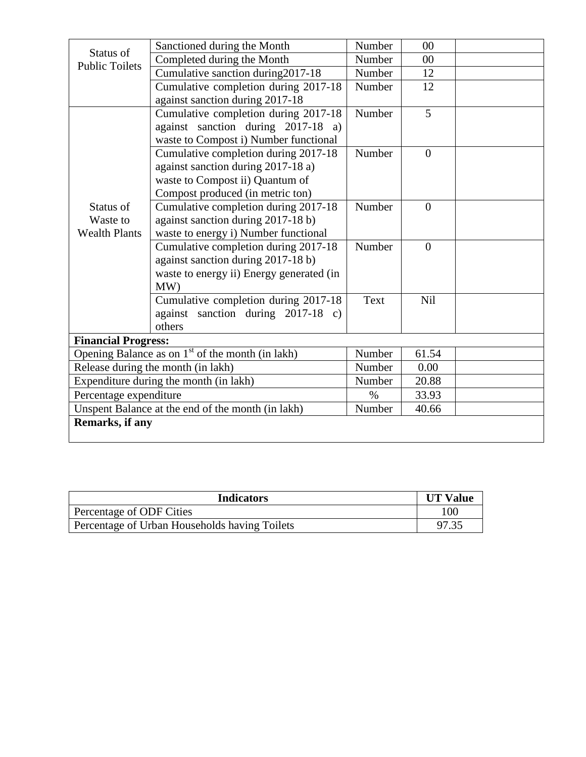| | | | | |
|---|---|---|---|---|
| Status of Public Toilets | Sanctioned during the Month | Number | 00 | |
| | Completed during the Month | Number | 00 | |
| | Cumulative sanction during2017-18 | Number | 12 | |
| | Cumulative completion during 2017-18 against sanction during 2017-18 | Number | 12 | |
| Status of Waste to Wealth Plants | Cumulative completion during 2017-18 against sanction during 2017-18 a) waste to Compost i) Number functional | Number | 5 | |
| | Cumulative completion during 2017-18 against sanction during 2017-18 a) waste to Compost ii) Quantum of Compost produced (in metric ton) | Number | 0 | |
| | Cumulative completion during 2017-18 against sanction during 2017-18 b) waste to energy i) Number functional | Number | 0 | |
| | Cumulative completion during 2017-18 against sanction during 2017-18 b) waste to energy ii) Energy generated (in MW) | Number | 0 | |
| | Cumulative completion during 2017-18 against sanction during 2017-18 c) others | Text | Nil | |
| **Financial Progress:** | | | | |
| Opening Balance as on 1st of the month (in lakh) | | Number | 61.54 | |
| Release during the month (in lakh) | | Number | 0.00 | |
| Expenditure during the month (in lakh) | | Number | 20.88 | |
| Percentage expenditure | | % | 33.93 | |
| Unspent Balance at the end of the month (in lakh) | | Number | 40.66 | |
| **Remarks, if any** | | | | |

| Indicators | UT Value |
|---|---|
| Percentage of ODF Cities | 100 |
| Percentage of Urban Households having Toilets | 97.35 |